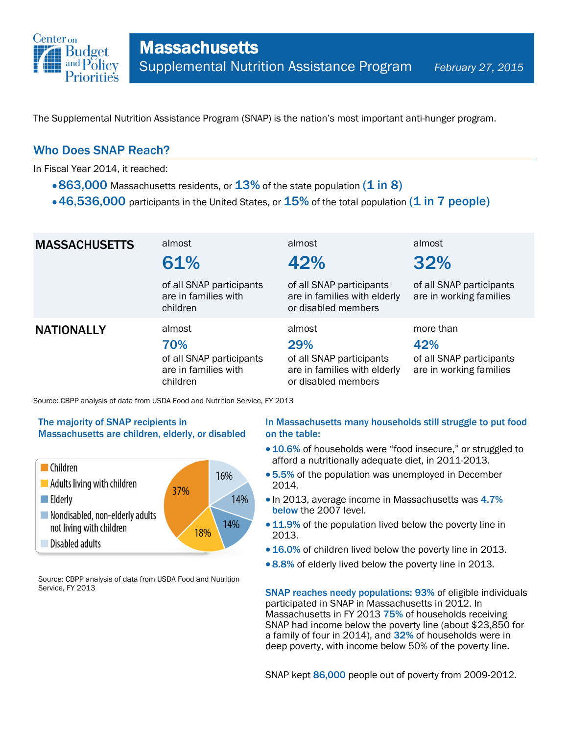# Massachusetts

## Supplemental Nutrition Assistance Program

*February 27, 2015*

The Supplemental Nutrition Assistance Program (SNAP) is the nation's most important anti-hunger program.

## Who Does SNAP Reach?

In Fiscal Year 2014, it reached:

- **863,000** Massachusetts residents, or **13%** of the state population **(1 in 8)**
- **46,536,000** participants in the United States, or **15%** of the total population **(1 in 7 people)**

| | | | |
|---|---|---|---|
| **MASSACHUSETTS** | almost **61%** of all SNAP participants are in families with children | almost **42%** of all SNAP participants are in families with elderly or disabled members | almost **32%** of all SNAP participants are in working families |
| **NATIONALLY** | almost **70%** of all SNAP participants are in families with children | almost **29%** of all SNAP participants are in families with elderly or disabled members | more than **42%** of all SNAP participants are in working families |

Source: CBPP analysis of data from USDA Food and Nutrition Service, FY 2013

### The majority of SNAP recipients in Massachusetts are children, elderly, or disabled

| Category | Share |
|---|---|
| Children | 37% |
| Adults living with children | 18% |
| Elderly | 14% |
| Nondisabled, non-elderly adults not living with children | 14% |
| Disabled adults | 16% |

Source: CBPP analysis of data from USDA Food and Nutrition Service, FY 2013

### In Massachusetts many households still struggle to put food on the table:

- **10.6%** of households were "food insecure," or struggled to afford a nutritionally adequate diet, in 2011-2013.
- **5.5%** of the population was unemployed in December 2014.
- In 2013, average income in Massachusetts was **4.7% below** the 2007 level.
- **11.9%** of the population lived below the poverty line in 2013.
- **16.0%** of children lived below the poverty line in 2013.
- **8.8%** of elderly lived below the poverty line in 2013.

**SNAP reaches needy populations: 93%** of eligible individuals participated in SNAP in Massachusetts in 2012. In Massachusetts in FY 2013 **75%** of households receiving SNAP had income below the poverty line (about $23,850 for a family of four in 2014), and **32%** of households were in deep poverty, with income below 50% of the poverty line.

SNAP kept **86,000** people out of poverty from 2009-2012.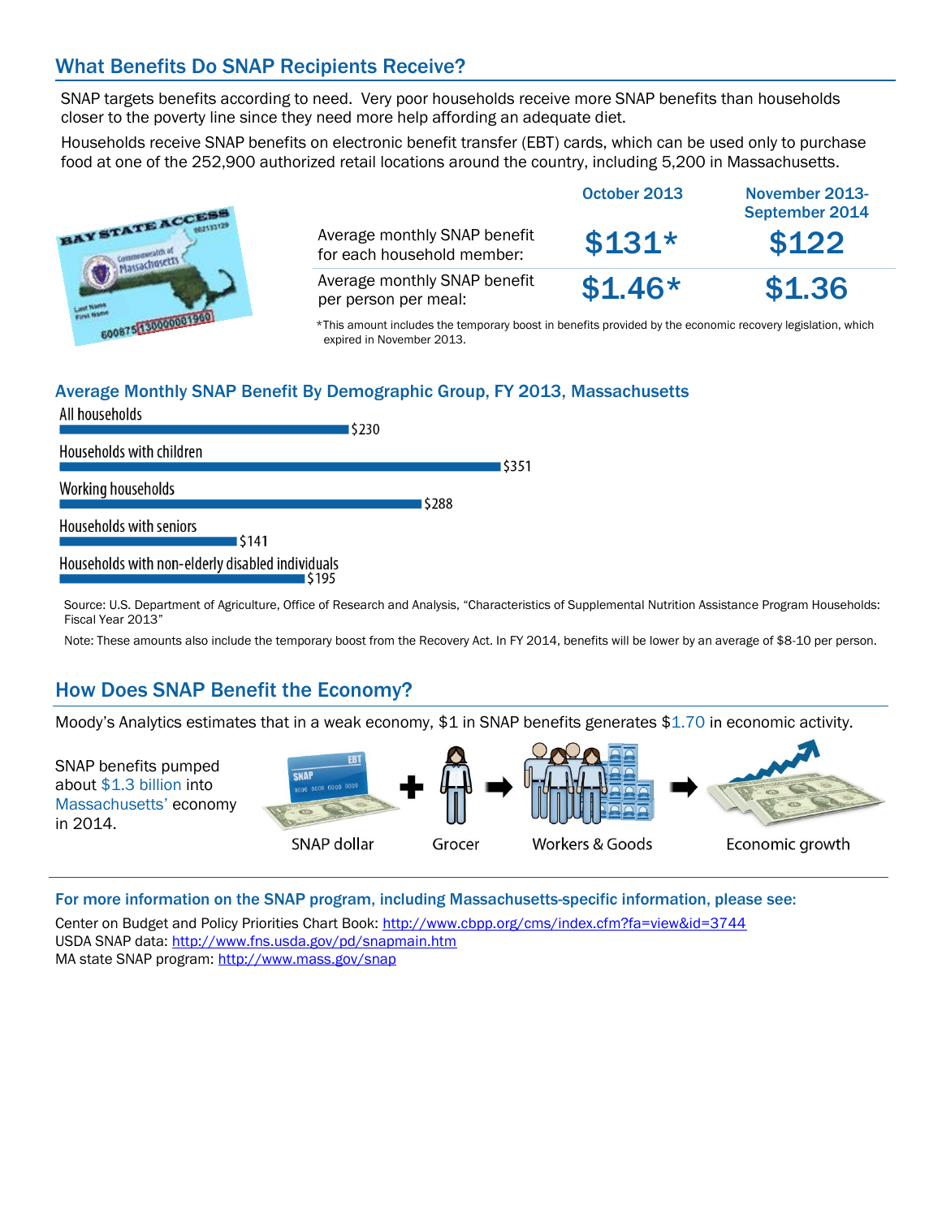## What Benefits Do SNAP Recipients Receive?

SNAP targets benefits according to need. Very poor households receive more SNAP benefits than households closer to the poverty line since they need more help affording an adequate diet.

Households receive SNAP benefits on electronic benefit transfer (EBT) cards, which can be used only to purchase food at one of the 252,900 authorized retail locations around the country, including 5,200 in Massachusetts.

| | October 2013 | November 2013-September 2014 |
| --- | --- | --- |
| Average monthly SNAP benefit for each household member: | $131* | $122 |
| Average monthly SNAP benefit per person per meal: | $1.46* | $1.36 |

*This amount includes the temporary boost in benefits provided by the economic recovery legislation, which expired in November 2013.

### Average Monthly SNAP Benefit By Demographic Group, FY 2013, Massachusetts

All households
$230
Households with children
$351
Working households
$288
Households with seniors
$141
Households with non-elderly disabled individuals
$195

Source: U.S. Department of Agriculture, Office of Research and Analysis, "Characteristics of Supplemental Nutrition Assistance Program Households: Fiscal Year 2013"

Note: These amounts also include the temporary boost from the Recovery Act. In FY 2014, benefits will be lower by an average of $8-10 per person.

## How Does SNAP Benefit the Economy?

Moody's Analytics estimates that in a weak economy, $1 in SNAP benefits generates $1.70 in economic activity.

SNAP benefits pumped about $1.3 billion into Massachusetts' economy in 2014.

SNAP dollar + Grocer → Workers & Goods → Economic growth

**For more information on the SNAP program, including Massachusetts-specific information, please see:**

Center on Budget and Policy Priorities Chart Book: http://www.cbpp.org/cms/index.cfm?fa=view&id=3744
USDA SNAP data: http://www.fns.usda.gov/pd/snapmain.htm
MA state SNAP program: http://www.mass.gov/snap